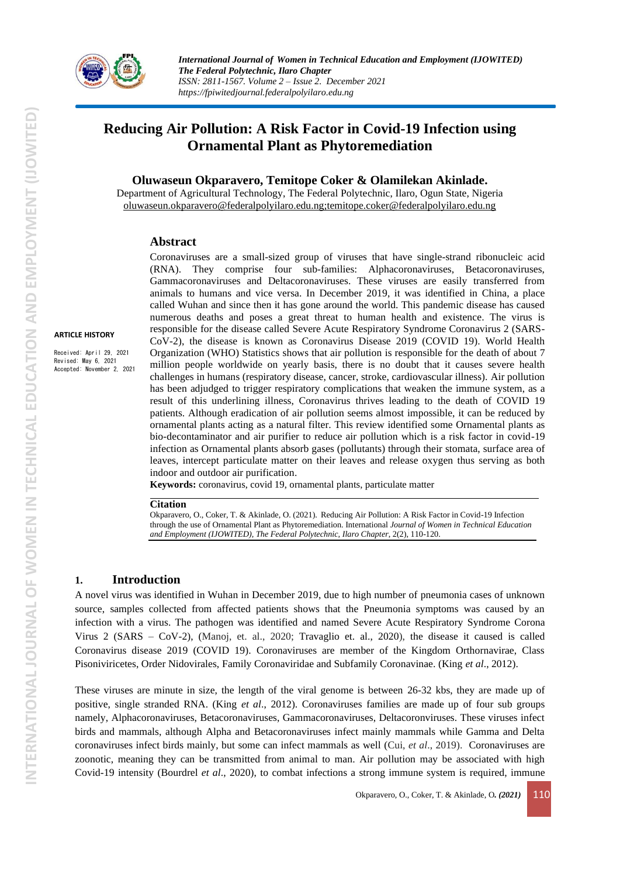# Reducing Air Pollution: A Risk Factor in Covid-19 Infection using Ornamental Plant as Phytoremediation

**Oluwaseun Okparavero, Temitope Coker & Olamilekan Akinlade.**

Department of Agricultural Technology, The Federal Polytechnic, Ilaro, Ogun State, Nigeria

oluwaseun.okparavero@federalpolyilaro.edu.ng;temitope.coker@federalpolyilaro.edu.ng

**ARTICLE HISTORY**

Received: April 29, 2021
Revised: May 6, 2021
Accepted: November 2, 2021

## Abstract

Coronaviruses are a small-sized group of viruses that have single-strand ribonucleic acid (RNA). They comprise four sub-families: Alphacoronaviruses, Betacoronaviruses, Gammacoronaviruses and Deltacoronaviruses. These viruses are easily transferred from animals to humans and vice versa. In December 2019, it was identified in China, a place called Wuhan and since then it has gone around the world. This pandemic disease has caused numerous deaths and poses a great threat to human health and existence. The virus is responsible for the disease called Severe Acute Respiratory Syndrome Coronavirus 2 (SARS-CoV-2), the disease is known as Coronavirus Disease 2019 (COVID 19). World Health Organization (WHO) Statistics shows that air pollution is responsible for the death of about 7 million people worldwide on yearly basis, there is no doubt that it causes severe health challenges in humans (respiratory disease, cancer, stroke, cardiovascular illness). Air pollution has been adjudged to trigger respiratory complications that weaken the immune system, as a result of this underlining illness, Coronavirus thrives leading to the death of COVID 19 patients. Although eradication of air pollution seems almost impossible, it can be reduced by ornamental plants acting as a natural filter. This review identified some Ornamental plants as bio-decontaminator and air purifier to reduce air pollution which is a risk factor in covid-19 infection as Ornamental plants absorb gases (pollutants) through their stomata, surface area of leaves, intercept particulate matter on their leaves and release oxygen thus serving as both indoor and outdoor air purification.

**Keywords:** coronavirus, covid 19, ornamental plants, particulate matter

**Citation**

Okparavero, O., Coker, T. & Akinlade, O. (2021). Reducing Air Pollution: A Risk Factor in Covid-19 Infection through the use of Ornamental Plant as Phytoremediation. International *Journal of Women in Technical Education and Employment (IJOWITED), The Federal Polytechnic, Ilaro Chapter*, 2(2), 110-120.

## 1. Introduction

A novel virus was identified in Wuhan in December 2019, due to high number of pneumonia cases of unknown source, samples collected from affected patients shows that the Pneumonia symptoms was caused by an infection with a virus. The pathogen was identified and named Severe Acute Respiratory Syndrome Corona Virus 2 (SARS – CoV-2), (Manoj, et. al., 2020; Travaglio et. al., 2020), the disease it caused is called Coronavirus disease 2019 (COVID 19). Coronaviruses are member of the Kingdom Orthornavirae, Class Pisoniviricetes, Order Nidovirales, Family Coronaviridae and Subfamily Coronavinae. (King *et al*., 2012).

These viruses are minute in size, the length of the viral genome is between 26-32 kbs, they are made up of positive, single stranded RNA. (King *et al*., 2012). Coronaviruses families are made up of four sub groups namely, Alphacoronaviruses, Betacoronaviruses, Gammacoronaviruses, Deltacoronviruses. These viruses infect birds and mammals, although Alpha and Betacoronaviruses infect mainly mammals while Gamma and Delta coronaviruses infect birds mainly, but some can infect mammals as well (Cui, *et al*., 2019). Coronaviruses are zoonotic, meaning they can be transmitted from animal to man. Air pollution may be associated with high Covid-19 intensity (Bourdrel *et al*., 2020), to combat infections a strong immune system is required, immune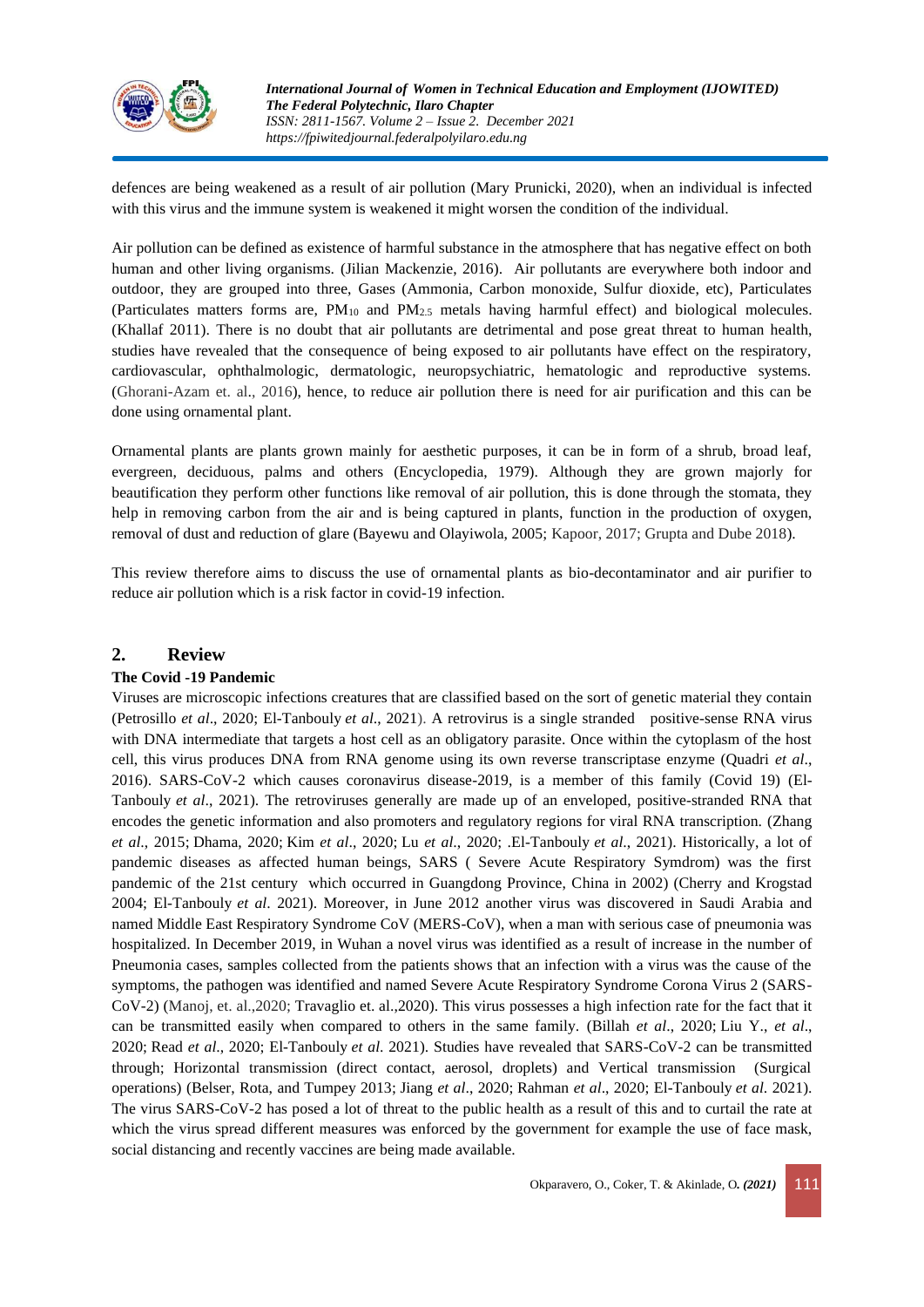defences are being weakened as a result of air pollution (Mary Prunicki, 2020), when an individual is infected with this virus and the immune system is weakened it might worsen the condition of the individual.

Air pollution can be defined as existence of harmful substance in the atmosphere that has negative effect on both human and other living organisms. (Jilian Mackenzie, 2016). Air pollutants are everywhere both indoor and outdoor, they are grouped into three, Gases (Ammonia, Carbon monoxide, Sulfur dioxide, etc), Particulates (Particulates matters forms are, $PM_{10}$ and $PM_{2.5}$ metals having harmful effect) and biological molecules. (Khallaf 2011). There is no doubt that air pollutants are detrimental and pose great threat to human health, studies have revealed that the consequence of being exposed to air pollutants have effect on the respiratory, cardiovascular, ophthalmologic, dermatologic, neuropsychiatric, hematologic and reproductive systems. (Ghorani-Azam et. al., 2016), hence, to reduce air pollution there is need for air purification and this can be done using ornamental plant.

Ornamental plants are plants grown mainly for aesthetic purposes, it can be in form of a shrub, broad leaf, evergreen, deciduous, palms and others (Encyclopedia, 1979). Although they are grown majorly for beautification they perform other functions like removal of air pollution, this is done through the stomata, they help in removing carbon from the air and is being captured in plants, function in the production of oxygen, removal of dust and reduction of glare (Bayewu and Olayiwola, 2005; Kapoor, 2017; Grupta and Dube 2018).

This review therefore aims to discuss the use of ornamental plants as bio-decontaminator and air purifier to reduce air pollution which is a risk factor in covid-19 infection.

## 2. Review

### The Covid -19 Pandemic

Viruses are microscopic infections creatures that are classified based on the sort of genetic material they contain (Petrosillo *et al*., 2020; El-Tanbouly *et al*., 2021). A retrovirus is a single stranded positive-sense RNA virus with DNA intermediate that targets a host cell as an obligatory parasite. Once within the cytoplasm of the host cell, this virus produces DNA from RNA genome using its own reverse transcriptase enzyme (Quadri *et al*., 2016). SARS-CoV-2 which causes coronavirus disease-2019, is a member of this family (Covid 19) (El-Tanbouly *et al*., 2021). The retroviruses generally are made up of an enveloped, positive-stranded RNA that encodes the genetic information and also promoters and regulatory regions for viral RNA transcription. (Zhang *et al*., 2015; Dhama, 2020; Kim *et al*., 2020; Lu *et al*., 2020; .El-Tanbouly *et al*., 2021). Historically, a lot of pandemic diseases as affected human beings, SARS ( Severe Acute Respiratory Symdrom) was the first pandemic of the 21st century which occurred in Guangdong Province, China in 2002) (Cherry and Krogstad 2004; El-Tanbouly *et al*. 2021). Moreover, in June 2012 another virus was discovered in Saudi Arabia and named Middle East Respiratory Syndrome CoV (MERS-CoV), when a man with serious case of pneumonia was hospitalized. In December 2019, in Wuhan a novel virus was identified as a result of increase in the number of Pneumonia cases, samples collected from the patients shows that an infection with a virus was the cause of the symptoms, the pathogen was identified and named Severe Acute Respiratory Syndrome Corona Virus 2 (SARS-CoV-2) (Manoj, et. al.,2020; Travaglio et. al.,2020). This virus possesses a high infection rate for the fact that it can be transmitted easily when compared to others in the same family. (Billah *et al*., 2020; Liu Y., *et al*., 2020; Read *et al*., 2020; El-Tanbouly *et al.* 2021). Studies have revealed that SARS-CoV-2 can be transmitted through; Horizontal transmission (direct contact, aerosol, droplets) and Vertical transmission (Surgical operations) (Belser, Rota, and Tumpey 2013; Jiang *et al*., 2020; Rahman *et al*., 2020; El-Tanbouly *et al.* 2021). The virus SARS-CoV-2 has posed a lot of threat to the public health as a result of this and to curtail the rate at which the virus spread different measures was enforced by the government for example the use of face mask, social distancing and recently vaccines are being made available.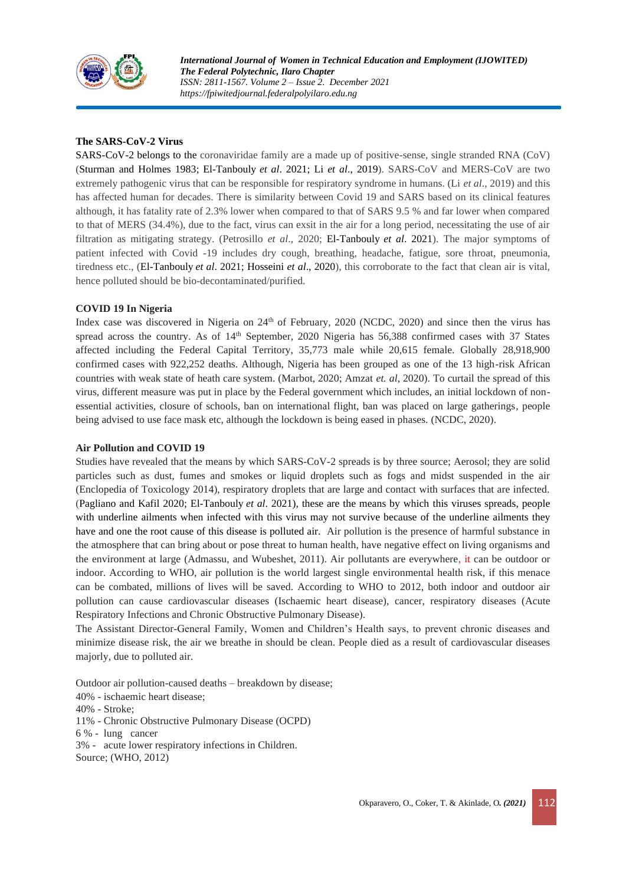**The SARS-CoV-2 Virus**

SARS-CoV-2 belongs to the coronaviridae family are a made up of positive-sense, single stranded RNA (CoV) (Sturman and Holmes 1983; El-Tanbouly *et al*. 2021; Li *et al*., 2019). SARS-CoV and MERS-CoV are two extremely pathogenic virus that can be responsible for respiratory syndrome in humans. (Li *et al*., 2019) and this has affected human for decades. There is similarity between Covid 19 and SARS based on its clinical features although, it has fatality rate of 2.3% lower when compared to that of SARS 9.5 % and far lower when compared to that of MERS (34.4%), due to the fact, virus can exsit in the air for a long period, necessitating the use of air filtration as mitigating strategy. (Petrosillo *et al*., 2020; El-Tanbouly *et al*. 2021). The major symptoms of patient infected with Covid -19 includes dry cough, breathing, headache, fatigue, sore throat, pneumonia, tiredness etc., (El-Tanbouly *et al*. 2021; Hosseini *et al*., 2020), this corroborate to the fact that clean air is vital, hence polluted should be bio-decontaminated/purified.

**COVID 19 In Nigeria**

Index case was discovered in Nigeria on 24th of February, 2020 (NCDC, 2020) and since then the virus has spread across the country. As of 14th September, 2020 Nigeria has 56,388 confirmed cases with 37 States affected including the Federal Capital Territory, 35,773 male while 20,615 female. Globally 28,918,900 confirmed cases with 922,252 deaths. Although, Nigeria has been grouped as one of the 13 high-risk African countries with weak state of heath care system. (Marbot, 2020; Amzat *et. al*, 2020). To curtail the spread of this virus, different measure was put in place by the Federal government which includes, an initial lockdown of non-essential activities, closure of schools, ban on international flight, ban was placed on large gatherings, people being advised to use face mask etc, although the lockdown is being eased in phases. (NCDC, 2020).

**Air Pollution and COVID 19**

Studies have revealed that the means by which SARS-CoV-2 spreads is by three source; Aerosol; they are solid particles such as dust, fumes and smokes or liquid droplets such as fogs and midst suspended in the air (Enclopedia of Toxicology 2014), respiratory droplets that are large and contact with surfaces that are infected. (Pagliano and Kafil 2020; El-Tanbouly *et al*. 2021), these are the means by which this viruses spreads, people with underline ailments when infected with this virus may not survive because of the underline ailments they have and one the root cause of this disease is polluted air. Air pollution is the presence of harmful substance in the atmosphere that can bring about or pose threat to human health, have negative effect on living organisms and the environment at large (Admassu, and Wubeshet, 2011). Air pollutants are everywhere, it can be outdoor or indoor. According to WHO, air pollution is the world largest single environmental health risk, if this menace can be combated, millions of lives will be saved. According to WHO to 2012, both indoor and outdoor air pollution can cause cardiovascular diseases (Ischaemic heart disease), cancer, respiratory diseases (Acute Respiratory Infections and Chronic Obstructive Pulmonary Disease).

The Assistant Director-General Family, Women and Children's Health says, to prevent chronic diseases and minimize disease risk, the air we breathe in should be clean. People died as a result of cardiovascular diseases majorly, due to polluted air.

Outdoor air pollution-caused deaths – breakdown by disease;

40% - ischaemic heart disease;

40% - Stroke;

11% - Chronic Obstructive Pulmonary Disease (OCPD)

6 % - lung cancer

3% - acute lower respiratory infections in Children.

Source; (WHO, 2012)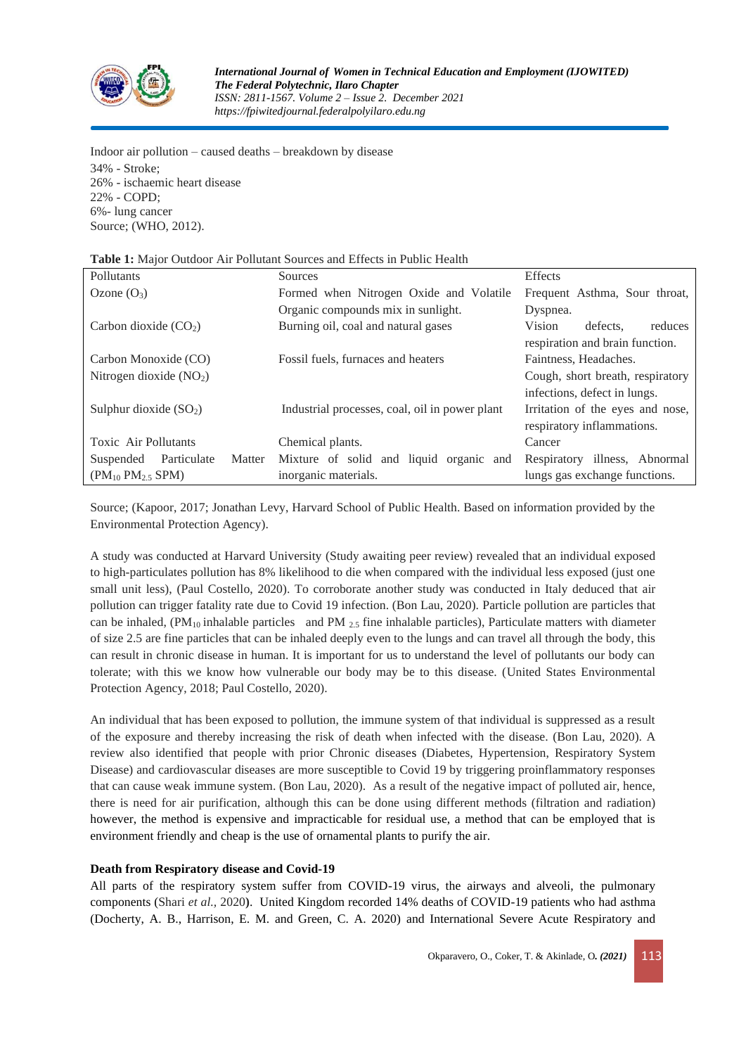Indoor air pollution – caused deaths – breakdown by disease
34% - Stroke;
26% - ischaemic heart disease
22% - COPD;
6%- lung cancer
Source; (WHO, 2012).

**Table 1:** Major Outdoor Air Pollutant Sources and Effects in Public Health

| Pollutants | Sources | Effects |
|---|---|---|
| Ozone ($O_3$) | Formed when Nitrogen Oxide and Volatile Organic compounds mix in sunlight. | Frequent Asthma, Sour throat, Dyspnea. |
| Carbon dioxide ($CO_2$) | Burning oil, coal and natural gases | Vision defects, reduces respiration and brain function. |
| Carbon Monoxide (CO) | Fossil fuels, furnaces and heaters | Faintness, Headaches. |
| Nitrogen dioxide ($NO_2$) | | Cough, short breath, respiratory infections, defect in lungs. |
| Sulphur dioxide ($SO_2$) | Industrial processes, coal, oil in power plant | Irritation of the eyes and nose, respiratory inflammations. |
| Toxic Air Pollutants | Chemical plants. | Cancer |
| Suspended Particulate Matter ($PM_{10}$ $PM_{2.5}$ SPM) | Mixture of solid and liquid organic and inorganic materials. | Respiratory illness, Abnormal lungs gas exchange functions. |

Source; (Kapoor, 2017; Jonathan Levy, Harvard School of Public Health. Based on information provided by the Environmental Protection Agency).

A study was conducted at Harvard University (Study awaiting peer review) revealed that an individual exposed to high-particulates pollution has 8% likelihood to die when compared with the individual less exposed (just one small unit less), (Paul Costello, 2020). To corroborate another study was conducted in Italy deduced that air pollution can trigger fatality rate due to Covid 19 infection. (Bon Lau, 2020). Particle pollution are particles that can be inhaled, ($PM_{10}$ inhalable particles and PM $_{2.5}$ fine inhalable particles), Particulate matters with diameter of size 2.5 are fine particles that can be inhaled deeply even to the lungs and can travel all through the body, this can result in chronic disease in human. It is important for us to understand the level of pollutants our body can tolerate; with this we know how vulnerable our body may be to this disease. (United States Environmental Protection Agency, 2018; Paul Costello, 2020).

An individual that has been exposed to pollution, the immune system of that individual is suppressed as a result of the exposure and thereby increasing the risk of death when infected with the disease. (Bon Lau, 2020). A review also identified that people with prior Chronic diseases (Diabetes, Hypertension, Respiratory System Disease) and cardiovascular diseases are more susceptible to Covid 19 by triggering proinflammatory responses that can cause weak immune system. (Bon Lau, 2020). As a result of the negative impact of polluted air, hence, there is need for air purification, although this can be done using different methods (filtration and radiation) however, the method is expensive and impracticable for residual use, a method that can be employed that is environment friendly and cheap is the use of ornamental plants to purify the air.

**Death from Respiratory disease and Covid-19**

All parts of the respiratory system suffer from COVID-19 virus, the airways and alveoli, the pulmonary components (Shari *et al.*, 2020). United Kingdom recorded 14% deaths of COVID-19 patients who had asthma (Docherty, A. B., Harrison, E. M. and Green, C. A. 2020) and International Severe Acute Respiratory and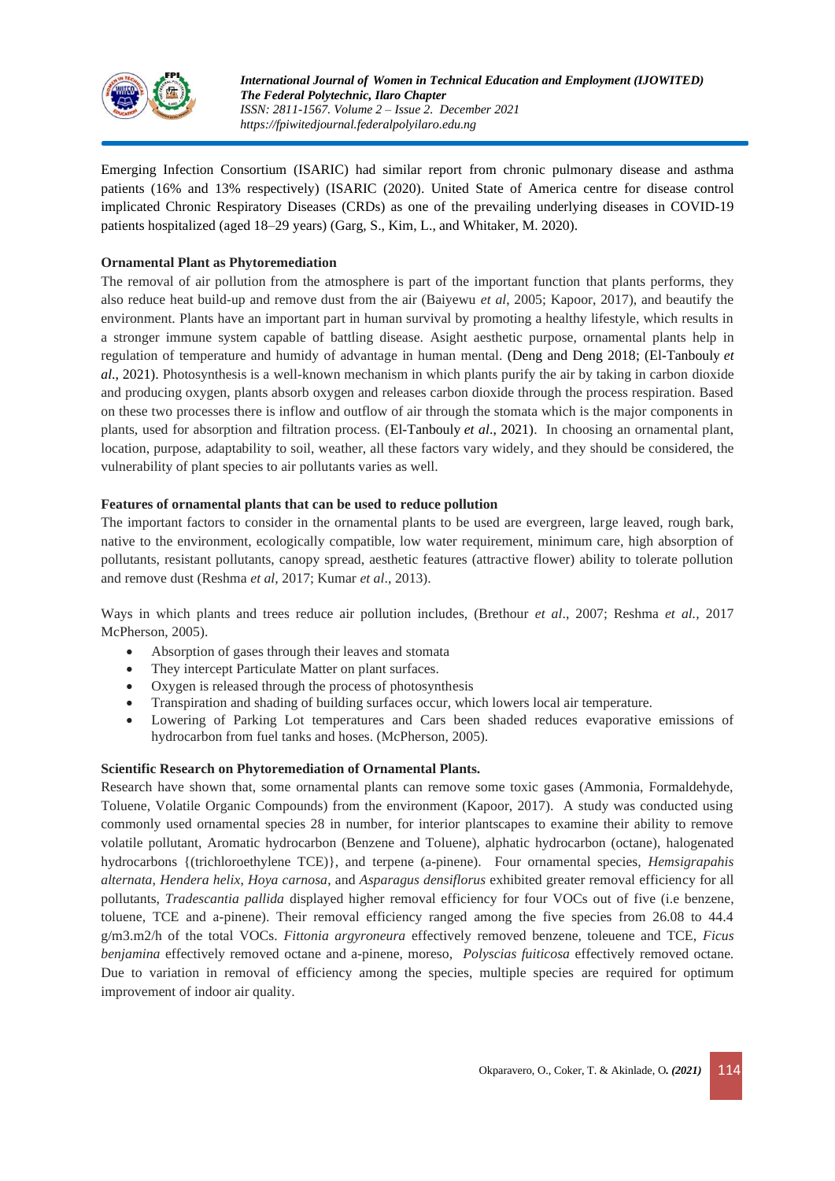Emerging Infection Consortium (ISARIC) had similar report from chronic pulmonary disease and asthma patients (16% and 13% respectively) (ISARIC (2020). United State of America centre for disease control implicated Chronic Respiratory Diseases (CRDs) as one of the prevailing underlying diseases in COVID-19 patients hospitalized (aged 18–29 years) (Garg, S., Kim, L., and Whitaker, M. 2020).

**Ornamental Plant as Phytoremediation**

The removal of air pollution from the atmosphere is part of the important function that plants performs, they also reduce heat build-up and remove dust from the air (Baiyewu *et al*, 2005; Kapoor, 2017), and beautify the environment. Plants have an important part in human survival by promoting a healthy lifestyle, which results in a stronger immune system capable of battling disease. Asight aesthetic purpose, ornamental plants help in regulation of temperature and humidy of advantage in human mental. (Deng and Deng 2018; (El-Tanbouly *et al*., 2021). Photosynthesis is a well-known mechanism in which plants purify the air by taking in carbon dioxide and producing oxygen, plants absorb oxygen and releases carbon dioxide through the process respiration. Based on these two processes there is inflow and outflow of air through the stomata which is the major components in plants, used for absorption and filtration process. (El-Tanbouly *et al*., 2021). In choosing an ornamental plant, location, purpose, adaptability to soil, weather, all these factors vary widely, and they should be considered, the vulnerability of plant species to air pollutants varies as well.

**Features of ornamental plants that can be used to reduce pollution**

The important factors to consider in the ornamental plants to be used are evergreen, large leaved, rough bark, native to the environment, ecologically compatible, low water requirement, minimum care, high absorption of pollutants, resistant pollutants, canopy spread, aesthetic features (attractive flower) ability to tolerate pollution and remove dust (Reshma *et al*, 2017; Kumar *et al*., 2013).

Ways in which plants and trees reduce air pollution includes, (Brethour *et al*., 2007; Reshma *et al.*, 2017 McPherson, 2005).

- Absorption of gases through their leaves and stomata
- They intercept Particulate Matter on plant surfaces.
- Oxygen is released through the process of photosynthesis
- Transpiration and shading of building surfaces occur, which lowers local air temperature.
- Lowering of Parking Lot temperatures and Cars been shaded reduces evaporative emissions of hydrocarbon from fuel tanks and hoses. (McPherson, 2005).

**Scientific Research on Phytoremediation of Ornamental Plants.**

Research have shown that, some ornamental plants can remove some toxic gases (Ammonia, Formaldehyde, Toluene, Volatile Organic Compounds) from the environment (Kapoor, 2017). A study was conducted using commonly used ornamental species 28 in number, for interior plantscapes to examine their ability to remove volatile pollutant, Aromatic hydrocarbon (Benzene and Toluene), alphatic hydrocarbon (octane), halogenated hydrocarbons {(trichloroethylene TCE)}, and terpene (a-pinene). Four ornamental species, *Hemsigrapahis alternata*, *Hendera helix*, *Hoya carnosa*, and *Asparagus densiflorus* exhibited greater removal efficiency for all pollutants, *Tradescantia pallida* displayed higher removal efficiency for four VOCs out of five (i.e benzene, toluene, TCE and a-pinene). Their removal efficiency ranged among the five species from 26.08 to 44.4 g/m3.m2/h of the total VOCs. *Fittonia argyroneura* effectively removed benzene, toleuene and TCE, *Ficus benjamina* effectively removed octane and a-pinene, moreso, *Polyscias fuiticosa* effectively removed octane. Due to variation in removal of efficiency among the species, multiple species are required for optimum improvement of indoor air quality.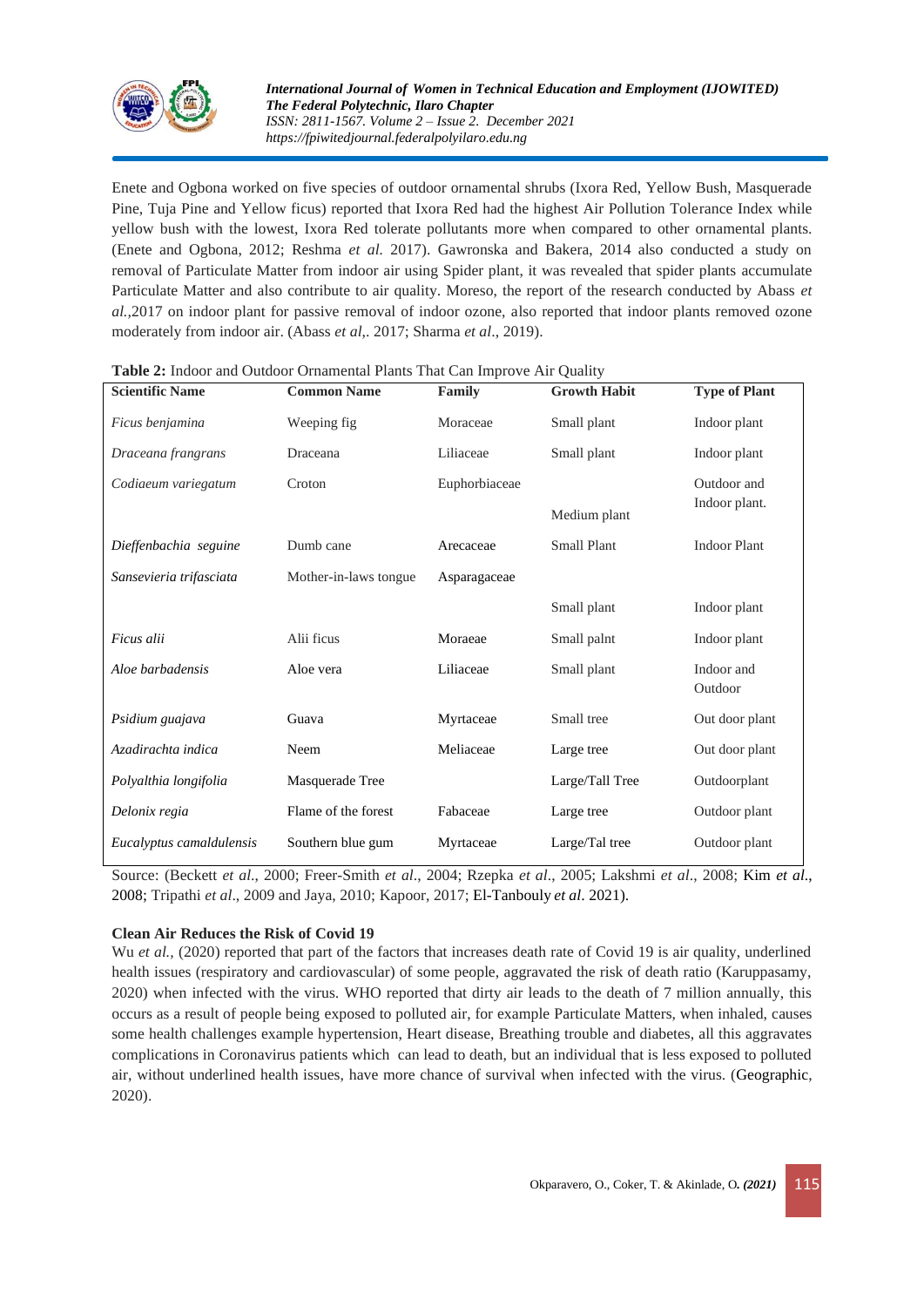Enete and Ogbona worked on five species of outdoor ornamental shrubs (Ixora Red, Yellow Bush, Masquerade Pine, Tuja Pine and Yellow ficus) reported that Ixora Red had the highest Air Pollution Tolerance Index while yellow bush with the lowest, Ixora Red tolerate pollutants more when compared to other ornamental plants. (Enete and Ogbona, 2012; Reshma *et al.* 2017). Gawronska and Bakera, 2014 also conducted a study on removal of Particulate Matter from indoor air using Spider plant, it was revealed that spider plants accumulate Particulate Matter and also contribute to air quality. Moreso, the report of the research conducted by Abass *et al.*,2017 on indoor plant for passive removal of indoor ozone, also reported that indoor plants removed ozone moderately from indoor air. (Abass *et al*,. 2017; Sharma *et al*., 2019).

**Table 2:** Indoor and Outdoor Ornamental Plants That Can Improve Air Quality

| Scientific Name | Common Name | Family | Growth Habit | Type of Plant |
|---|---|---|---|---|
| *Ficus benjamina* | Weeping fig | Moraceae | Small plant | Indoor plant |
| *Draceana frangrans* | Draceana | Liliaceae | Small plant | Indoor plant |
| *Codiaeum variegatum* | Croton | Euphorbiaceae | Medium plant | Outdoor and Indoor plant. |
| *Dieffenbachia seguine* | Dumb cane | Arecaceae | Small Plant | Indoor Plant |
| *Sansevieria trifasciata* | Mother-in-laws tongue | Asparagaceae | Small plant | Indoor plant |
| *Ficus alii* | Alii ficus | Moraeae | Small palnt | Indoor plant |
| *Aloe barbadensis* | Aloe vera | Liliaceae | Small plant | Indoor and Outdoor |
| *Psidium guajava* | Guava | Myrtaceae | Small tree | Out door plant |
| *Azadirachta indica* | Neem | Meliaceae | Large tree | Out door plant |
| *Polyalthia longifolia* | Masquerade Tree | | Large/Tall Tree | Outdoorplant |
| *Delonix regia* | Flame of the forest | Fabaceae | Large tree | Outdoor plant |
| *Eucalyptus camaldulensis* | Southern blue gum | Myrtaceae | Large/Tal tree | Outdoor plant |

Source: (Beckett *et al*., 2000; Freer-Smith *et al*., 2004; Rzepka *et al*., 2005; Lakshmi *et al*., 2008; Kim *et al*., 2008; Tripathi *et al*., 2009 and Jaya, 2010; Kapoor, 2017; El-Tanbouly *et al*. 2021).

**Clean Air Reduces the Risk of Covid 19**

Wu *et al.*, (2020) reported that part of the factors that increases death rate of Covid 19 is air quality, underlined health issues (respiratory and cardiovascular) of some people, aggravated the risk of death ratio (Karuppasamy, 2020) when infected with the virus. WHO reported that dirty air leads to the death of 7 million annually, this occurs as a result of people being exposed to polluted air, for example Particulate Matters, when inhaled, causes some health challenges example hypertension, Heart disease, Breathing trouble and diabetes, all this aggravates complications in Coronavirus patients which can lead to death, but an individual that is less exposed to polluted air, without underlined health issues, have more chance of survival when infected with the virus. (Geographic, 2020).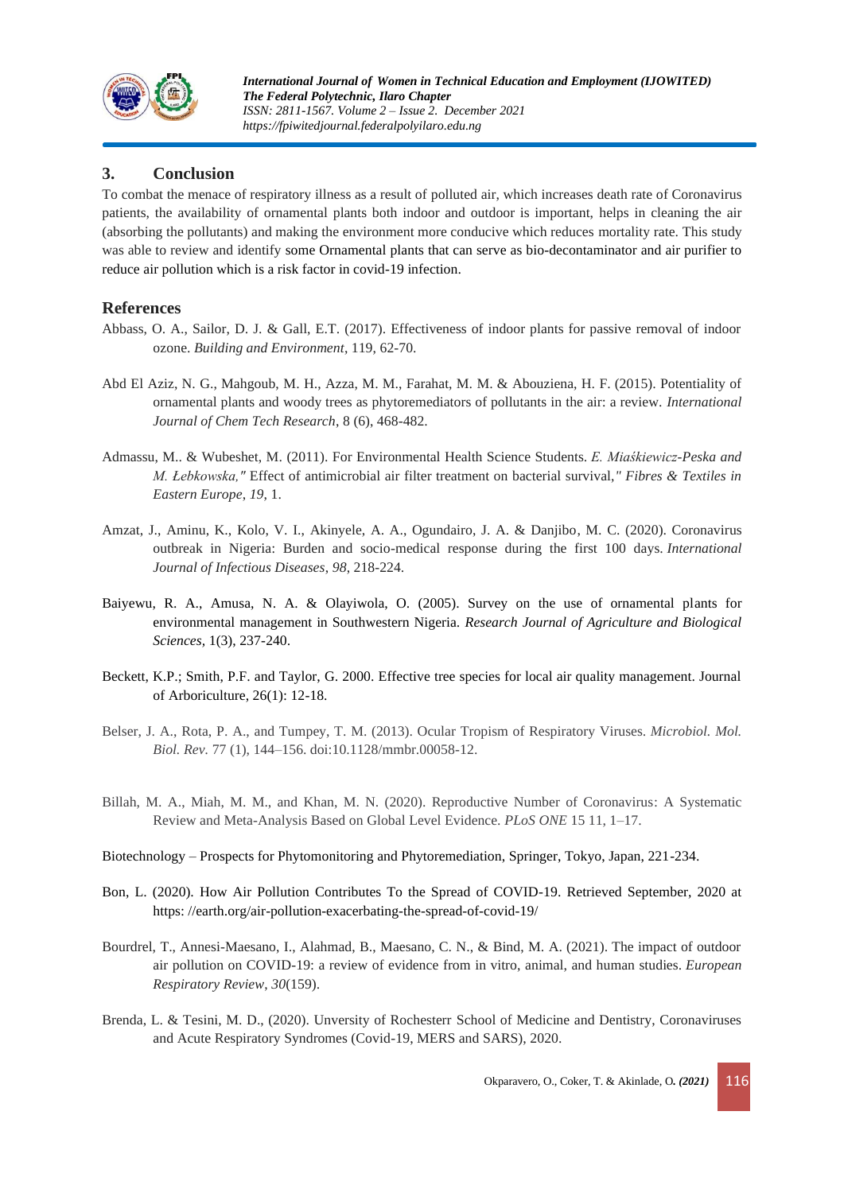## 3. Conclusion

To combat the menace of respiratory illness as a result of polluted air, which increases death rate of Coronavirus patients, the availability of ornamental plants both indoor and outdoor is important, helps in cleaning the air (absorbing the pollutants) and making the environment more conducive which reduces mortality rate. This study was able to review and identify some Ornamental plants that can serve as bio-decontaminator and air purifier to reduce air pollution which is a risk factor in covid-19 infection.

## References

Abbass, O. A., Sailor, D. J. & Gall, E.T. (2017). Effectiveness of indoor plants for passive removal of indoor ozone. *Building and Environment*, 119, 62-70.

Abd El Aziz, N. G., Mahgoub, M. H., Azza, M. M., Farahat, M. M. & Abouziena, H. F. (2015). Potentiality of ornamental plants and woody trees as phytoremediators of pollutants in the air: a review. *International Journal of Chem Tech Research*, 8 (6), 468-482.

Admassu, M.. & Wubeshet, M. (2011). For Environmental Health Science Students. *E. Miaśkiewicz-Peska and M. Łebkowska,"* Effect of antimicrobial air filter treatment on bacterial survival,*" Fibres & Textiles in Eastern Europe*, *19*, 1.

Amzat, J., Aminu, K., Kolo, V. I., Akinyele, A. A., Ogundairo, J. A. & Danjibo, M. C. (2020). Coronavirus outbreak in Nigeria: Burden and socio-medical response during the first 100 days. *International Journal of Infectious Diseases*, *98*, 218-224.

Baiyewu, R. A., Amusa, N. A. & Olayiwola, O. (2005). Survey on the use of ornamental plants for environmental management in Southwestern Nigeria. *Research Journal of Agriculture and Biological Sciences*, 1(3), 237-240.

Beckett, K.P.; Smith, P.F. and Taylor, G. 2000. Effective tree species for local air quality management. Journal of Arboriculture, 26(1): 12-18.

Belser, J. A., Rota, P. A., and Tumpey, T. M. (2013). Ocular Tropism of Respiratory Viruses. *Microbiol. Mol. Biol. Rev*. 77 (1), 144–156. doi:10.1128/mmbr.00058-12.

Billah, M. A., Miah, M. M., and Khan, M. N. (2020). Reproductive Number of Coronavirus: A Systematic Review and Meta-Analysis Based on Global Level Evidence. *PLoS ONE* 15 11, 1–17.

Biotechnology – Prospects for Phytomonitoring and Phytoremediation, Springer, Tokyo, Japan, 221-234.

Bon, L. (2020). How Air Pollution Contributes To the Spread of COVID-19. Retrieved September, 2020 at https: //earth.org/air-pollution-exacerbating-the-spread-of-covid-19/

Bourdrel, T., Annesi-Maesano, I., Alahmad, B., Maesano, C. N., & Bind, M. A. (2021). The impact of outdoor air pollution on COVID-19: a review of evidence from in vitro, animal, and human studies. *European Respiratory Review*, *30*(159).

Brenda, L. & Tesini, M. D., (2020). Unversity of Rochesterr School of Medicine and Dentistry, Coronaviruses and Acute Respiratory Syndromes (Covid-19, MERS and SARS), 2020.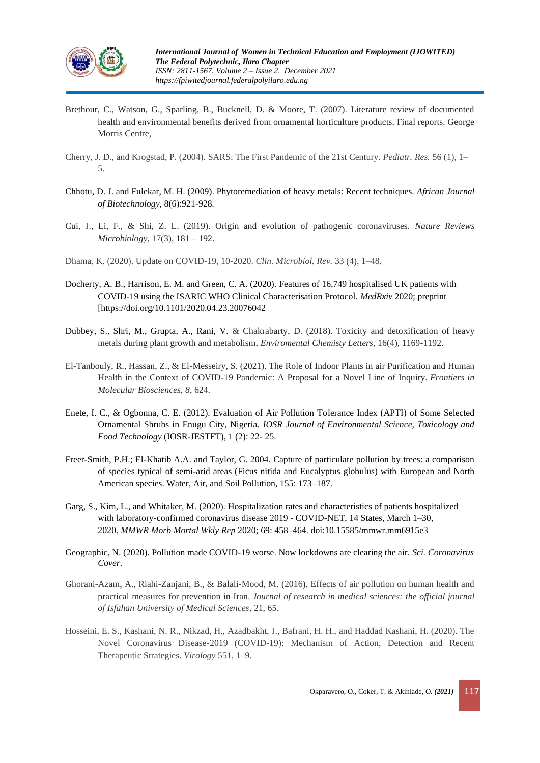Brethour, C., Watson, G., Sparling, B., Bucknell, D. & Moore, T. (2007). Literature review of documented health and environmental benefits derived from ornamental horticulture products. Final reports. George Morris Centre,

Cherry, J. D., and Krogstad, P. (2004). SARS: The First Pandemic of the 21st Century. *Pediatr. Res.* 56 (1), 1–5.

Chhotu, D. J. and Fulekar, M. H. (2009). Phytoremediation of heavy metals: Recent techniques. *African Journal of Biotechnology*, 8(6):921-928.

Cui, J., Li, F., & Shi, Z. L. (2019). Origin and evolution of pathogenic coronaviruses. *Nature Reviews Microbiology*, 17(3), 181 – 192.

Dhama, K. (2020). Update on COVID-19, 10-2020. *Clin. Microbiol. Rev.* 33 (4), 1–48.

Docherty, A. B., Harrison, E. M. and Green, C. A. (2020). Features of 16,749 hospitalised UK patients with COVID-19 using the ISARIC WHO Clinical Characterisation Protocol. *MedRxiv* 2020; preprint [https://doi.org/10.1101/2020.04.23.20076042

Dubbey, S., Shri, M., Grupta, A., Rani, V. & Chakrabarty, D. (2018). Toxicity and detoxification of heavy metals during plant growth and metabolism, *Enviromental Chemisty Letters*, 16(4), 1169-1192.

El-Tanbouly, R., Hassan, Z., & El-Messeiry, S. (2021). The Role of Indoor Plants in air Purification and Human Health in the Context of COVID-19 Pandemic: A Proposal for a Novel Line of Inquiry. *Frontiers in Molecular Biosciences*, *8*, 624.

Enete, I. C., & Ogbonna, C. E. (2012). Evaluation of Air Pollution Tolerance Index (APTI) of Some Selected Ornamental Shrubs in Enugu City, Nigeria. *IOSR Journal of Environmental Science, Toxicology and Food Technology* (IOSR-JESTFT), 1 (2): 22- 25.

Freer-Smith, P.H.; El-Khatib A.A. and Taylor, G. 2004. Capture of particulate pollution by trees: a comparison of species typical of semi-arid areas (Ficus nitida and Eucalyptus globulus) with European and North American species. Water, Air, and Soil Pollution, 155: 173–187.

Garg, S., Kim, L., and Whitaker, M. (2020). Hospitalization rates and characteristics of patients hospitalized with laboratory-confirmed coronavirus disease 2019 - COVID-NET, 14 States, March 1–30, 2020. *MMWR Morb Mortal Wkly Rep* 2020; 69: 458–464. doi:10.15585/mmwr.mm6915e3

Geographic, N. (2020). Pollution made COVID-19 worse. Now lockdowns are clearing the air. *Sci. Coronavirus Cover*.

Ghorani-Azam, A., Riahi-Zanjani, B., & Balali-Mood, M. (2016). Effects of air pollution on human health and practical measures for prevention in Iran. *Journal of research in medical sciences: the official journal of Isfahan University of Medical Sciences*, 21, 65.

Hosseini, E. S., Kashani, N. R., Nikzad, H., Azadbakht, J., Bafrani, H. H., and Haddad Kashani, H. (2020). The Novel Coronavirus Disease-2019 (COVID-19): Mechanism of Action, Detection and Recent Therapeutic Strategies. *Virology* 551, 1–9.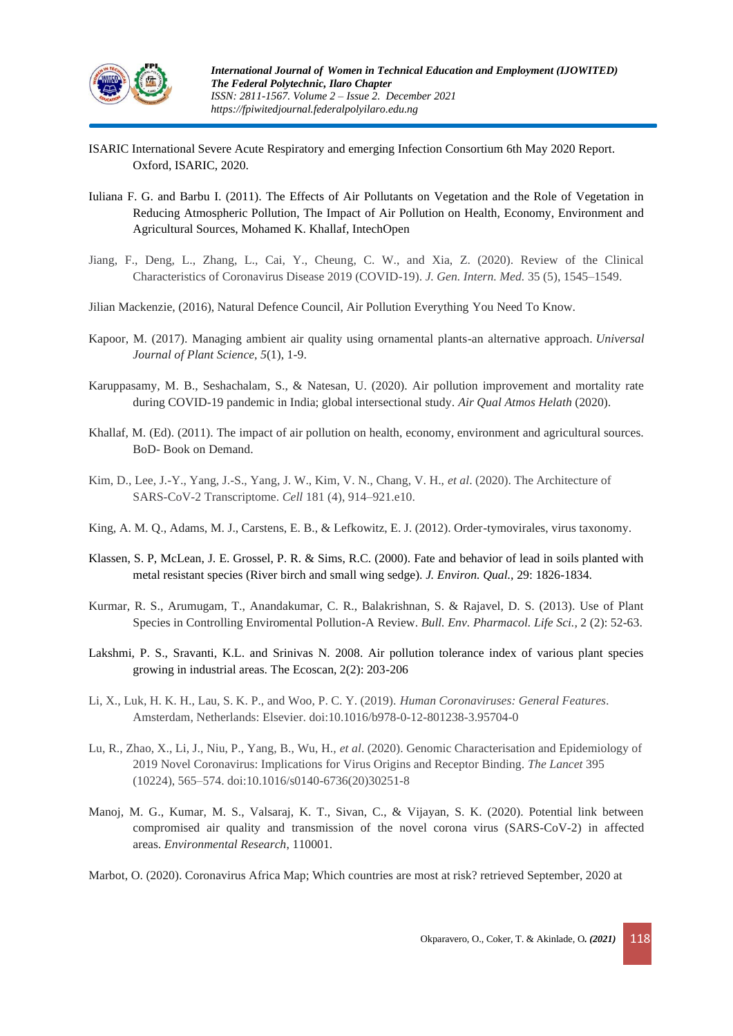ISARIC International Severe Acute Respiratory and emerging Infection Consortium 6th May 2020 Report. Oxford, ISARIC, 2020.

Iuliana F. G. and Barbu I. (2011). The Effects of Air Pollutants on Vegetation and the Role of Vegetation in Reducing Atmospheric Pollution, The Impact of Air Pollution on Health, Economy, Environment and Agricultural Sources, Mohamed K. Khallaf, IntechOpen

Jiang, F., Deng, L., Zhang, L., Cai, Y., Cheung, C. W., and Xia, Z. (2020). Review of the Clinical Characteristics of Coronavirus Disease 2019 (COVID-19). *J. Gen. Intern. Med.* 35 (5), 1545–1549.

Jilian Mackenzie, (2016), Natural Defence Council, Air Pollution Everything You Need To Know.

Kapoor, M. (2017). Managing ambient air quality using ornamental plants-an alternative approach. *Universal Journal of Plant Science*, *5*(1), 1-9.

Karuppasamy, M. B., Seshachalam, S., & Natesan, U. (2020). Air pollution improvement and mortality rate during COVID-19 pandemic in India; global intersectional study. *Air Qual Atmos Helath* (2020).

Khallaf, M. (Ed). (2011). The impact of air pollution on health, economy, environment and agricultural sources. BoD- Book on Demand.

Kim, D., Lee, J.-Y., Yang, J.-S., Yang, J. W., Kim, V. N., Chang, V. H., *et al*. (2020). The Architecture of SARS-CoV-2 Transcriptome. *Cell* 181 (4), 914–921.e10.

King, A. M. Q., Adams, M. J., Carstens, E. B., & Lefkowitz, E. J. (2012). Order-tymovirales, virus taxonomy.

Klassen, S. P, McLean, J. E. Grossel, P. R. & Sims, R.C. (2000). Fate and behavior of lead in soils planted with metal resistant species (River birch and small wing sedge). *J. Environ. Qual.*, 29: 1826-1834.

Kurmar, R. S., Arumugam, T., Anandakumar, C. R., Balakrishnan, S. & Rajavel, D. S. (2013). Use of Plant Species in Controlling Enviromental Pollution-A Review. *Bull. Env. Pharmacol. Life Sci.,* 2 (2): 52-63.

Lakshmi, P. S., Sravanti, K.L. and Srinivas N. 2008. Air pollution tolerance index of various plant species growing in industrial areas. The Ecoscan, 2(2): 203-206

Li, X., Luk, H. K. H., Lau, S. K. P., and Woo, P. C. Y. (2019). *Human Coronaviruses: General Features*. Amsterdam, Netherlands: Elsevier. doi:10.1016/b978-0-12-801238-3.95704-0

Lu, R., Zhao, X., Li, J., Niu, P., Yang, B., Wu, H., *et al*. (2020). Genomic Characterisation and Epidemiology of 2019 Novel Coronavirus: Implications for Virus Origins and Receptor Binding. *The Lancet* 395 (10224), 565–574. doi:10.1016/s0140-6736(20)30251-8

Manoj, M. G., Kumar, M. S., Valsaraj, K. T., Sivan, C., & Vijayan, S. K. (2020). Potential link between compromised air quality and transmission of the novel corona virus (SARS-CoV-2) in affected areas. *Environmental Research*, 110001.

Marbot, O. (2020). Coronavirus Africa Map; Which countries are most at risk? retrieved September, 2020 at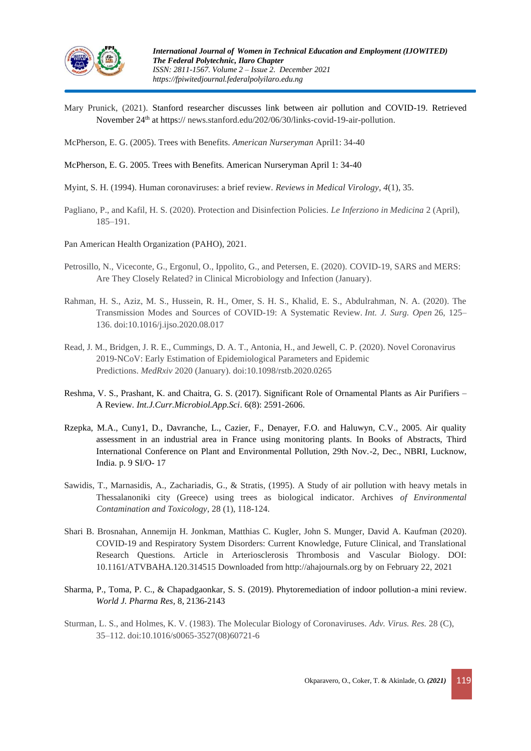Mary Prunick, (2021). Stanford researcher discusses link between air pollution and COVID-19. Retrieved November 24th at https:// news.stanford.edu/202/06/30/links-covid-19-air-pollution.

McPherson, E. G. (2005). Trees with Benefits. *American Nurseryman* April1: 34-40

McPherson, E. G. 2005. Trees with Benefits. American Nurseryman April 1: 34-40

Myint, S. H. (1994). Human coronaviruses: a brief review. *Reviews in Medical Virology*, *4*(1), 35.

Pagliano, P., and Kafil, H. S. (2020). Protection and Disinfection Policies. *Le Inferziono in Medicina* 2 (April), 185–191.

Pan American Health Organization (PAHO), 2021.

Petrosillo, N., Viceconte, G., Ergonul, O., Ippolito, G., and Petersen, E. (2020). COVID-19, SARS and MERS: Are They Closely Related? in Clinical Microbiology and Infection (January).

Rahman, H. S., Aziz, M. S., Hussein, R. H., Omer, S. H. S., Khalid, E. S., Abdulrahman, N. A. (2020). The Transmission Modes and Sources of COVID-19: A Systematic Review. *Int. J. Surg. Open* 26, 125–136. doi:10.1016/j.ijso.2020.08.017

Read, J. M., Bridgen, J. R. E., Cummings, D. A. T., Antonia, H., and Jewell, C. P. (2020). Novel Coronavirus 2019-NCoV: Early Estimation of Epidemiological Parameters and Epidemic Predictions. *MedRxiv* 2020 (January). doi:10.1098/rstb.2020.0265

Reshma, V. S., Prashant, K. and Chaitra, G. S. (2017). Significant Role of Ornamental Plants as Air Purifiers – A Review. *Int.J.Curr.Microbiol.App.Sci*. 6(8): 2591-2606.

Rzepka, M.A., Cuny1, D., Davranche, L., Cazier, F., Denayer, F.O. and Haluwyn, C.V., 2005. Air quality assessment in an industrial area in France using monitoring plants. In Books of Abstracts, Third International Conference on Plant and Environmental Pollution, 29th Nov.-2, Dec., NBRI, Lucknow, India. p. 9 SI/O- 17

Sawidis, T., Marnasidis, A., Zachariadis, G., & Stratis, (1995). A Study of air pollution with heavy metals in Thessalanoniki city (Greece) using trees as biological indicator. Archives *of Environmental Contamination and Toxicology*, 28 (1), 118-124.

Shari B. Brosnahan, Annemijn H. Jonkman, Matthias C. Kugler, John S. Munger, David A. Kaufman (2020). COVID-19 and Respiratory System Disorders: Current Knowledge, Future Clinical, and Translational Research Questions. Article in Arteriosclerosis Thrombosis and Vascular Biology. DOI: 10.1161/ATVBAHA.120.314515 Downloaded from http://ahajournals.org by on February 22, 2021

Sharma, P., Toma, P. C., & Chapadgaonkar, S. S. (2019). Phytoremediation of indoor pollution-a mini review. *World J. Pharma Res*, 8, 2136-2143

Sturman, L. S., and Holmes, K. V. (1983). The Molecular Biology of Coronaviruses. *Adv. Virus. Res.* 28 (C), 35–112. doi:10.1016/s0065-3527(08)60721-6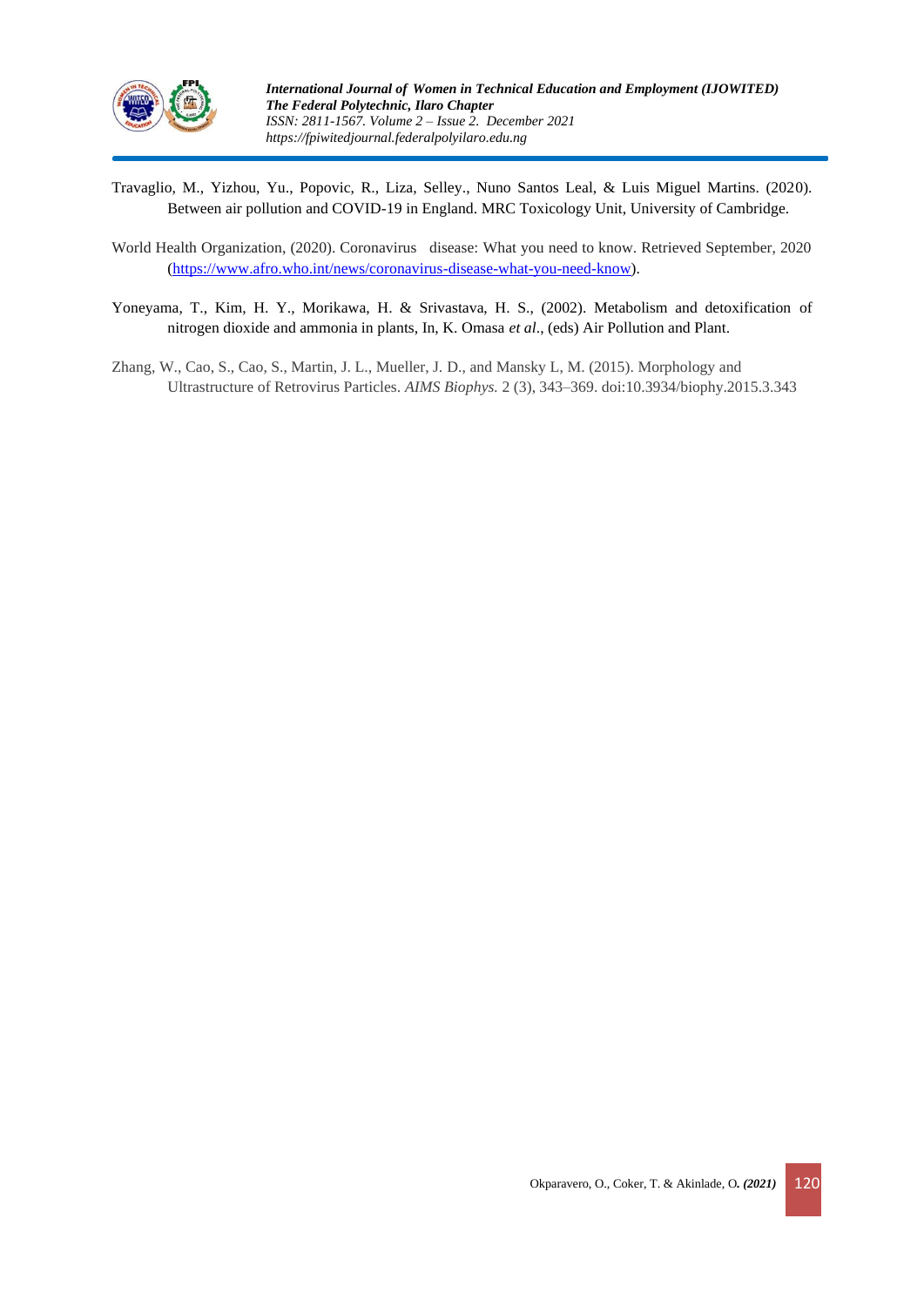Travaglio, M., Yizhou, Yu., Popovic, R., Liza, Selley., Nuno Santos Leal, & Luis Miguel Martins. (2020). Between air pollution and COVID-19 in England. MRC Toxicology Unit, University of Cambridge.

World Health Organization, (2020). Coronavirus disease: What you need to know. Retrieved September, 2020 (https://www.afro.who.int/news/coronavirus-disease-what-you-need-know).

Yoneyama, T., Kim, H. Y., Morikawa, H. & Srivastava, H. S., (2002). Metabolism and detoxification of nitrogen dioxide and ammonia in plants, In, K. Omasa *et al*., (eds) Air Pollution and Plant.

Zhang, W., Cao, S., Cao, S., Martin, J. L., Mueller, J. D., and Mansky L, M. (2015). Morphology and Ultrastructure of Retrovirus Particles. *AIMS Biophys.* 2 (3), 343–369. doi:10.3934/biophy.2015.3.343